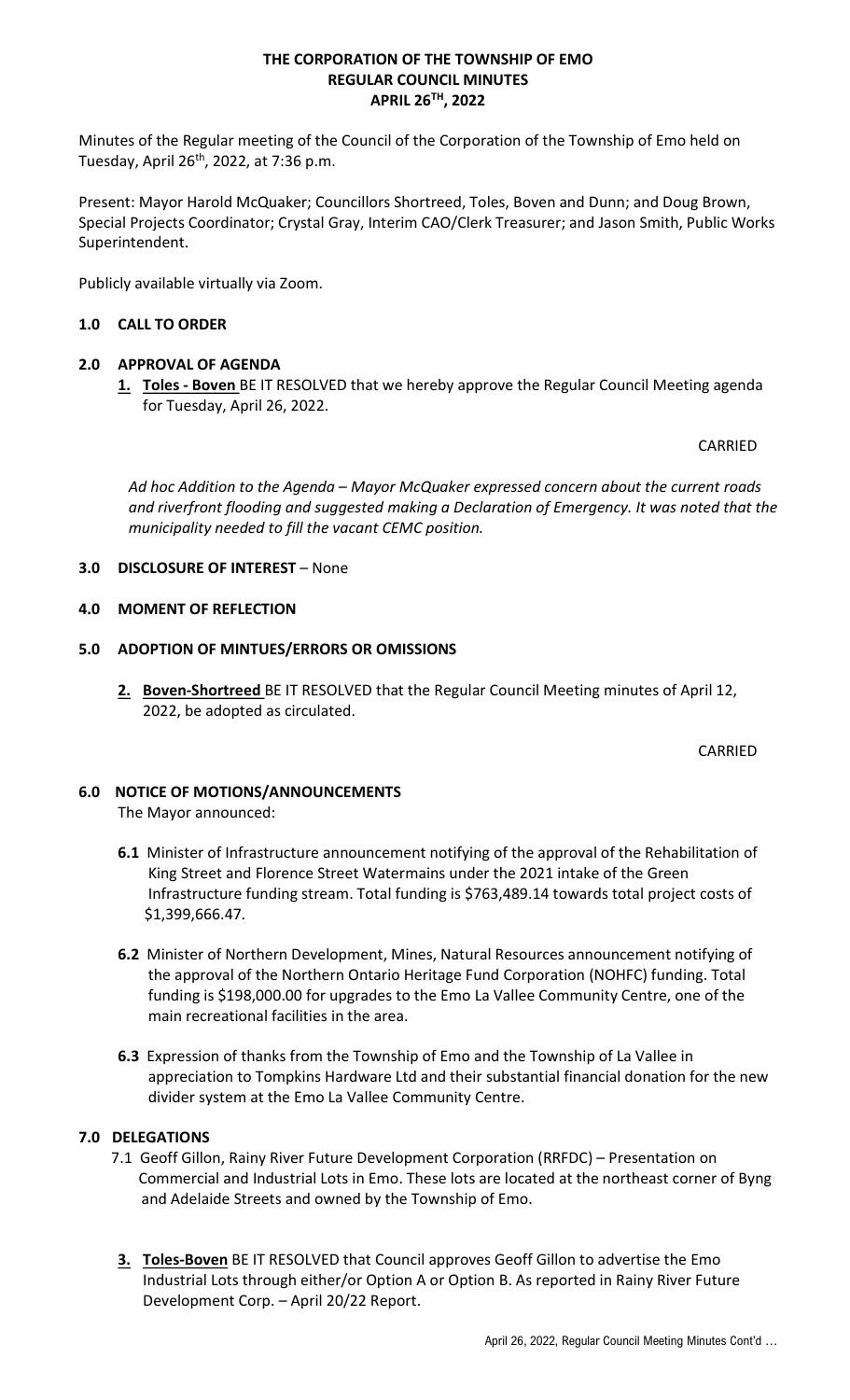# THE CORPORATION OF THE TOWNSHIP OF EMO
## REGULAR COUNCIL MINUTES
## APRIL 26TH, 2022

Minutes of the Regular meeting of the Council of the Corporation of the Township of Emo held on Tuesday, April 26th, 2022, at 7:36 p.m.

Present: Mayor Harold McQuaker; Councillors Shortreed, Toles, Boven and Dunn; and Doug Brown, Special Projects Coordinator; Crystal Gray, Interim CAO/Clerk Treasurer; and Jason Smith, Public Works Superintendent.

Publicly available virtually via Zoom.

### 1.0 CALL TO ORDER

### 2.0 APPROVAL OF AGENDA

**1. Toles - Boven** BE IT RESOLVED that we hereby approve the Regular Council Meeting agenda for Tuesday, April 26, 2022.

CARRIED

*Ad hoc Addition to the Agenda – Mayor McQuaker expressed concern about the current roads and riverfront flooding and suggested making a Declaration of Emergency. It was noted that the municipality needed to fill the vacant CEMC position.*

### 3.0 DISCLOSURE OF INTEREST – None

### 4.0 MOMENT OF REFLECTION

### 5.0 ADOPTION OF MINTUES/ERRORS OR OMISSIONS

**2. Boven-Shortreed** BE IT RESOLVED that the Regular Council Meeting minutes of April 12, 2022, be adopted as circulated.

CARRIED

### 6.0 NOTICE OF MOTIONS/ANNOUNCEMENTS

The Mayor announced:

**6.1** Minister of Infrastructure announcement notifying of the approval of the Rehabilitation of King Street and Florence Street Watermains under the 2021 intake of the Green Infrastructure funding stream. Total funding is $763,489.14 towards total project costs of $1,399,666.47.

**6.2** Minister of Northern Development, Mines, Natural Resources announcement notifying of the approval of the Northern Ontario Heritage Fund Corporation (NOHFC) funding. Total funding is $198,000.00 for upgrades to the Emo La Vallee Community Centre, one of the main recreational facilities in the area.

**6.3** Expression of thanks from the Township of Emo and the Township of La Vallee in appreciation to Tompkins Hardware Ltd and their substantial financial donation for the new divider system at the Emo La Vallee Community Centre.

### 7.0 DELEGATIONS

7.1 Geoff Gillon, Rainy River Future Development Corporation (RRFDC) – Presentation on Commercial and Industrial Lots in Emo. These lots are located at the northeast corner of Byng and Adelaide Streets and owned by the Township of Emo.

**3. Toles-Boven** BE IT RESOLVED that Council approves Geoff Gillon to advertise the Emo Industrial Lots through either/or Option A or Option B. As reported in Rainy River Future Development Corp. – April 20/22 Report.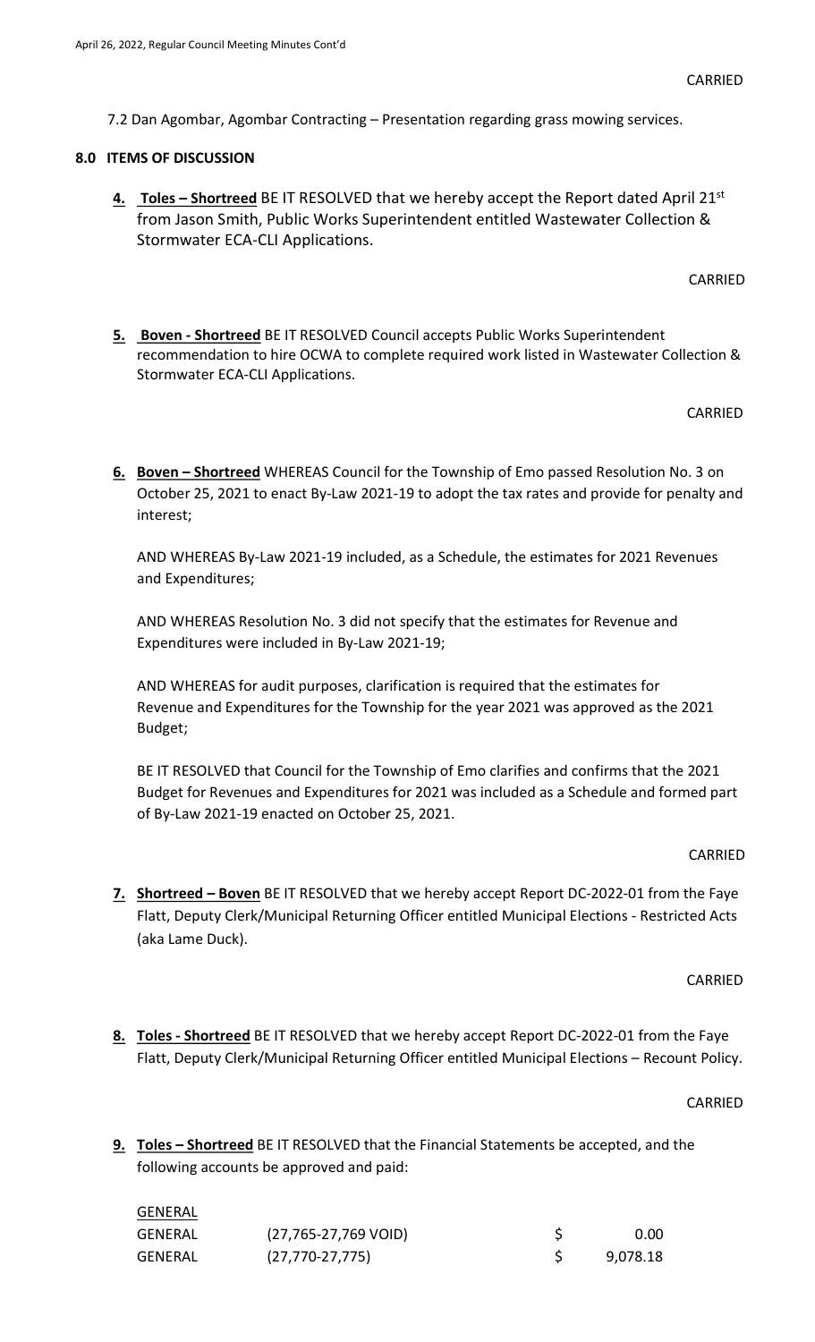CARRIED

7.2 Dan Agombar, Agombar Contracting – Presentation regarding grass mowing services.

## 8.0 ITEMS OF DISCUSSION

**4. Toles – Shortreed** BE IT RESOLVED that we hereby accept the Report dated April 21st from Jason Smith, Public Works Superintendent entitled Wastewater Collection & Stormwater ECA-CLI Applications.

CARRIED

**5. Boven - Shortreed** BE IT RESOLVED Council accepts Public Works Superintendent recommendation to hire OCWA to complete required work listed in Wastewater Collection & Stormwater ECA-CLI Applications.

CARRIED

**6. Boven – Shortreed** WHEREAS Council for the Township of Emo passed Resolution No. 3 on October 25, 2021 to enact By-Law 2021-19 to adopt the tax rates and provide for penalty and interest;

AND WHEREAS By-Law 2021-19 included, as a Schedule, the estimates for 2021 Revenues and Expenditures;

AND WHEREAS Resolution No. 3 did not specify that the estimates for Revenue and Expenditures were included in By-Law 2021-19;

AND WHEREAS for audit purposes, clarification is required that the estimates for Revenue and Expenditures for the Township for the year 2021 was approved as the 2021 Budget;

BE IT RESOLVED that Council for the Township of Emo clarifies and confirms that the 2021 Budget for Revenues and Expenditures for 2021 was included as a Schedule and formed part of By-Law 2021-19 enacted on October 25, 2021.

CARRIED

**7. Shortreed – Boven** BE IT RESOLVED that we hereby accept Report DC-2022-01 from the Faye Flatt, Deputy Clerk/Municipal Returning Officer entitled Municipal Elections - Restricted Acts (aka Lame Duck).

CARRIED

**8. Toles - Shortreed** BE IT RESOLVED that we hereby accept Report DC-2022-01 from the Faye Flatt, Deputy Clerk/Municipal Returning Officer entitled Municipal Elections – Recount Policy.

CARRIED

**9. Toles – Shortreed** BE IT RESOLVED that the Financial Statements be accepted, and the following accounts be approved and paid:

| | | |
|---|---|---|
| GENERAL | | |
| GENERAL | (27,765-27,769 VOID) | $ 0.00 |
| GENERAL | (27,770-27,775) | $ 9,078.18 |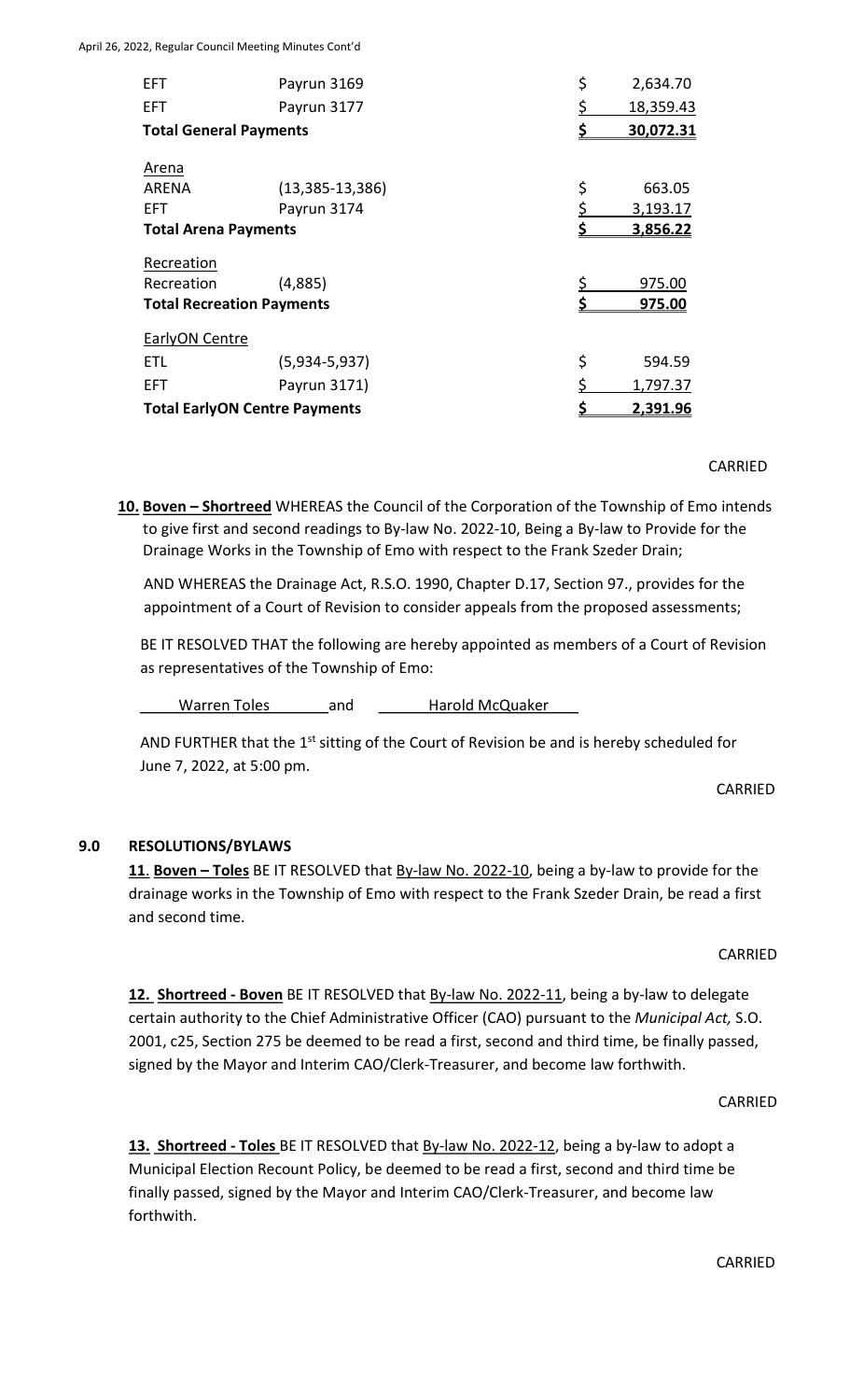| | | |
|---|---|---|
| EFT | Payrun 3169 | $ 2,634.70 |
| EFT | Payrun 3177 | $ 18,359.43 |
| **Total General Payments** | | **$ 30,072.31** |
| Arena | | |
| ARENA | (13,385-13,386) | $ 663.05 |
| EFT | Payrun 3174 | $ 3,193.17 |
| **Total Arena Payments** | | **$ 3,856.22** |
| Recreation | | |
| Recreation | (4,885) | $ 975.00 |
| **Total Recreation Payments** | | **$ 975.00** |
| EarlyON Centre | | |
| ETL | (5,934-5,937) | $ 594.59 |
| EFT | Payrun 3171) | $ 1,797.37 |
| **Total EarlyON Centre Payments** | | **$ 2,391.96** |

CARRIED

**10. Boven – Shortreed** WHEREAS the Council of the Corporation of the Township of Emo intends to give first and second readings to By-law No. 2022-10, Being a By-law to Provide for the Drainage Works in the Township of Emo with respect to the Frank Szeder Drain;

AND WHEREAS the Drainage Act, R.S.O. 1990, Chapter D.17, Section 97., provides for the appointment of a Court of Revision to consider appeals from the proposed assessments;

BE IT RESOLVED THAT the following are hereby appointed as members of a Court of Revision as representatives of the Township of Emo:

Warren Toles and Harold McQuaker

AND FURTHER that the 1st sitting of the Court of Revision be and is hereby scheduled for June 7, 2022, at 5:00 pm.

CARRIED

## 9.0 RESOLUTIONS/BYLAWS

**11. Boven – Toles** BE IT RESOLVED that By-law No. 2022-10, being a by-law to provide for the drainage works in the Township of Emo with respect to the Frank Szeder Drain, be read a first and second time.

CARRIED

**12. Shortreed - Boven** BE IT RESOLVED that By-law No. 2022-11, being a by-law to delegate certain authority to the Chief Administrative Officer (CAO) pursuant to the *Municipal Act,* S.O. 2001, c25, Section 275 be deemed to be read a first, second and third time, be finally passed, signed by the Mayor and Interim CAO/Clerk-Treasurer, and become law forthwith.

CARRIED

**13. Shortreed - Toles** BE IT RESOLVED that By-law No. 2022-12, being a by-law to adopt a Municipal Election Recount Policy, be deemed to be read a first, second and third time be finally passed, signed by the Mayor and Interim CAO/Clerk-Treasurer, and become law forthwith.

CARRIED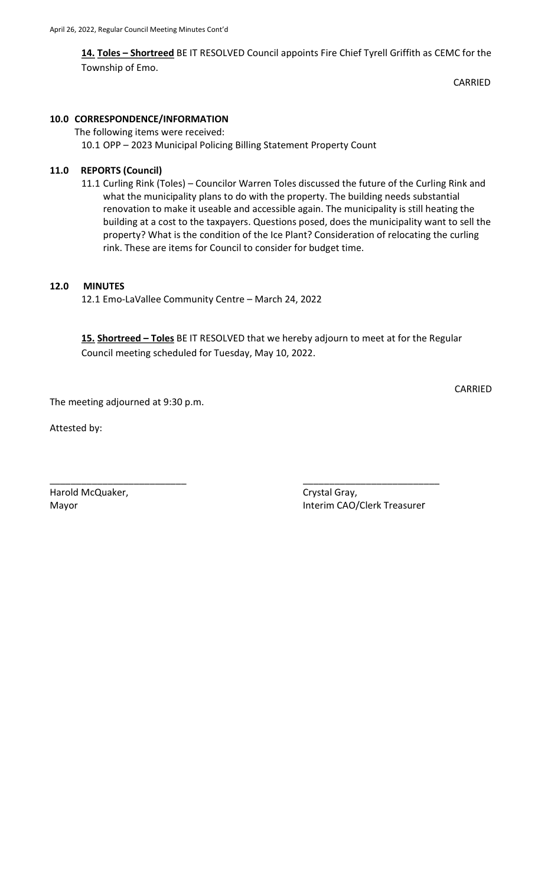**14. Toles – Shortreed** BE IT RESOLVED Council appoints Fire Chief Tyrell Griffith as CEMC for the Township of Emo.

CARRIED

## 10.0 CORRESPONDENCE/INFORMATION

The following items were received:

10.1 OPP – 2023 Municipal Policing Billing Statement Property Count

## 11.0 REPORTS (Council)

11.1 Curling Rink (Toles) – Councilor Warren Toles discussed the future of the Curling Rink and what the municipality plans to do with the property. The building needs substantial renovation to make it useable and accessible again. The municipality is still heating the building at a cost to the taxpayers. Questions posed, does the municipality want to sell the property? What is the condition of the Ice Plant? Consideration of relocating the curling rink. These are items for Council to consider for budget time.

## 12.0 MINUTES

12.1 Emo-LaVallee Community Centre – March 24, 2022

**15. Shortreed – Toles** BE IT RESOLVED that we hereby adjourn to meet at for the Regular Council meeting scheduled for Tuesday, May 10, 2022.

CARRIED

The meeting adjourned at 9:30 p.m.

Attested by:

_________________________

Harold McQuaker,
Mayor

_________________________

Crystal Gray,
Interim CAO/Clerk Treasurer